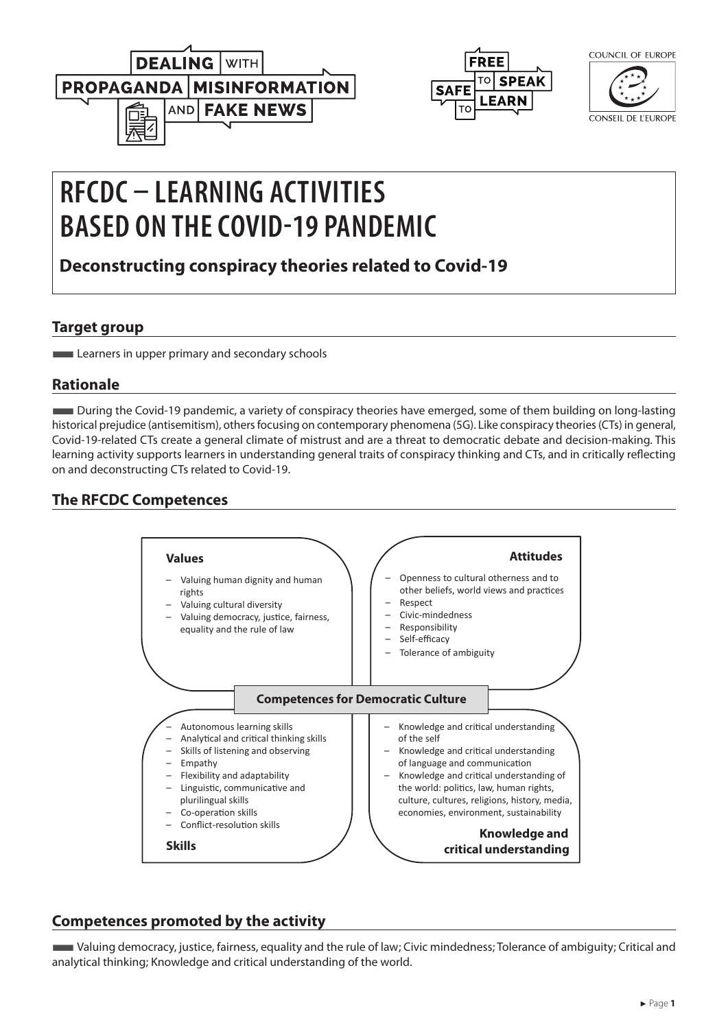# RFCDC – LEARNING ACTIVITIES BASED ON THE COVID-19 PANDEMIC

## Deconstructing conspiracy theories related to Covid-19

## Target group

Learners in upper primary and secondary schools

## Rationale

During the Covid-19 pandemic, a variety of conspiracy theories have emerged, some of them building on long-lasting historical prejudice (antisemitism), others focusing on contemporary phenomena (5G). Like conspiracy theories (CTs) in general, Covid-19-related CTs create a general climate of mistrust and are a threat to democratic debate and decision-making. This learning activity supports learners in understanding general traits of conspiracy thinking and CTs, and in critically reflecting on and deconstructing CTs related to Covid-19.

## The RFCDC Competences

**Competences for Democratic Culture**

**Values**

- Valuing human dignity and human rights
- Valuing cultural diversity
- Valuing democracy, justice, fairness, equality and the rule of law

**Attitudes**

- Openness to cultural otherness and to other beliefs, world views and practices
- Respect
- Civic-mindedness
- Responsibility
- Self-efficacy
- Tolerance of ambiguity

**Skills**

- Autonomous learning skills
- Analytical and critical thinking skills
- Skills of listening and observing
- Empathy
- Flexibility and adaptability
- Linguistic, communicative and plurilingual skills
- Co-operation skills
- Conflict-resolution skills

**Knowledge and critical understanding**

- Knowledge and critical understanding of the self
- Knowledge and critical understanding of language and communication
- Knowledge and critical understanding of the world: politics, law, human rights, culture, cultures, religions, history, media, economies, environment, sustainability

## Competences promoted by the activity

Valuing democracy, justice, fairness, equality and the rule of law; Civic mindedness; Tolerance of ambiguity; Critical and analytical thinking; Knowledge and critical understanding of the world.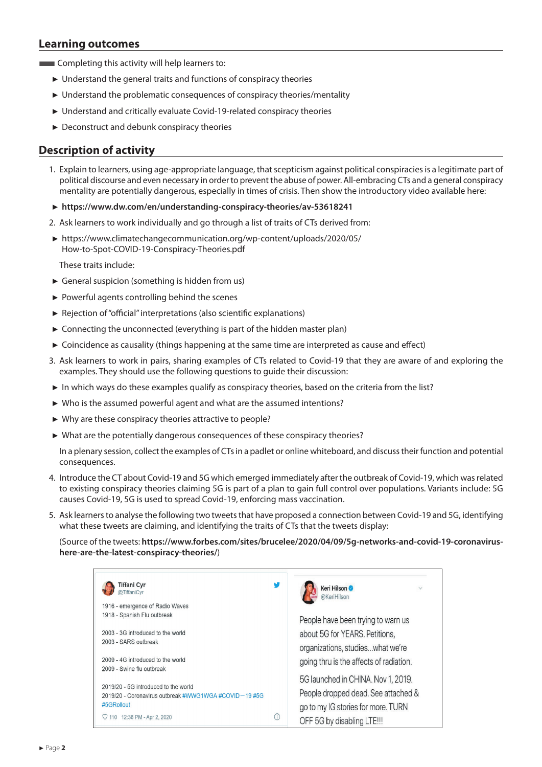## Learning outcomes

Completing this activity will help learners to:

- Understand the general traits and functions of conspiracy theories
- Understand the problematic consequences of conspiracy theories/mentality
- Understand and critically evaluate Covid-19-related conspiracy theories
- Deconstruct and debunk conspiracy theories

## Description of activity

1. Explain to learners, using age-appropriate language, that scepticism against political conspiracies is a legitimate part of political discourse and even necessary in order to prevent the abuse of power. All-embracing CTs and a general conspiracy mentality are potentially dangerous, especially in times of crisis. Then show the introductory video available here:

   - **https://www.dw.com/en/understanding-conspiracy-theories/av-53618241**

2. Ask learners to work individually and go through a list of traits of CTs derived from:

   - https://www.climatechangecommunication.org/wp-content/uploads/2020/05/How-to-Spot-COVID-19-Conspiracy-Theories.pdf

   These traits include:

   - General suspicion (something is hidden from us)
   - Powerful agents controlling behind the scenes
   - Rejection of "official" interpretations (also scientific explanations)
   - Connecting the unconnected (everything is part of the hidden master plan)
   - Coincidence as causality (things happening at the same time are interpreted as cause and effect)

3. Ask learners to work in pairs, sharing examples of CTs related to Covid-19 that they are aware of and exploring the examples. They should use the following questions to guide their discussion:

   - In which ways do these examples qualify as conspiracy theories, based on the criteria from the list?
   - Who is the assumed powerful agent and what are the assumed intentions?
   - Why are these conspiracy theories attractive to people?
   - What are the potentially dangerous consequences of these conspiracy theories?

   In a plenary session, collect the examples of CTs in a padlet or online whiteboard, and discuss their function and potential consequences.

4. Introduce the CT about Covid-19 and 5G which emerged immediately after the outbreak of Covid-19, which was related to existing conspiracy theories claiming 5G is part of a plan to gain full control over populations. Variants include: 5G causes Covid-19, 5G is used to spread Covid-19, enforcing mass vaccination.

5. Ask learners to analyse the following two tweets that have proposed a connection between Covid-19 and 5G, identifying what these tweets are claiming, and identifying the traits of CTs that the tweets display:

   (Source of the tweets: **https://www.forbes.com/sites/brucelee/2020/04/09/5g-networks-and-covid-19-coronavirus-here-are-the-latest-conspiracy-theories/**)

| Tiffani Cyr @TiffaniCyr | Keri Hilson @KeriHilson |
|---|---|
| 1916 - emergence of Radio Waves<br>1918 - Spanish Flu outbreak<br><br>2003 - 3G introduced to the world<br>2003 - SARS outbreak<br><br>2009 - 4G introduced to the world<br>2009 - Swine flu outbreak<br><br>2019/20 - 5G introduced to the world<br>2019/20 - Coronavirus outbreak #WWG1WGA #COVID−19 #5G #5GRollout<br><br>♡ 110 12:36 PM - Apr 2, 2020 | People have been trying to warn us about 5G for YEARS. Petitions, organizations, studies...what we're going thru is the affects of radiation.<br><br>5G launched in CHINA. Nov 1, 2019. People dropped dead. See attached & go to my IG stories for more. TURN OFF 5G by disabling LTE!!! |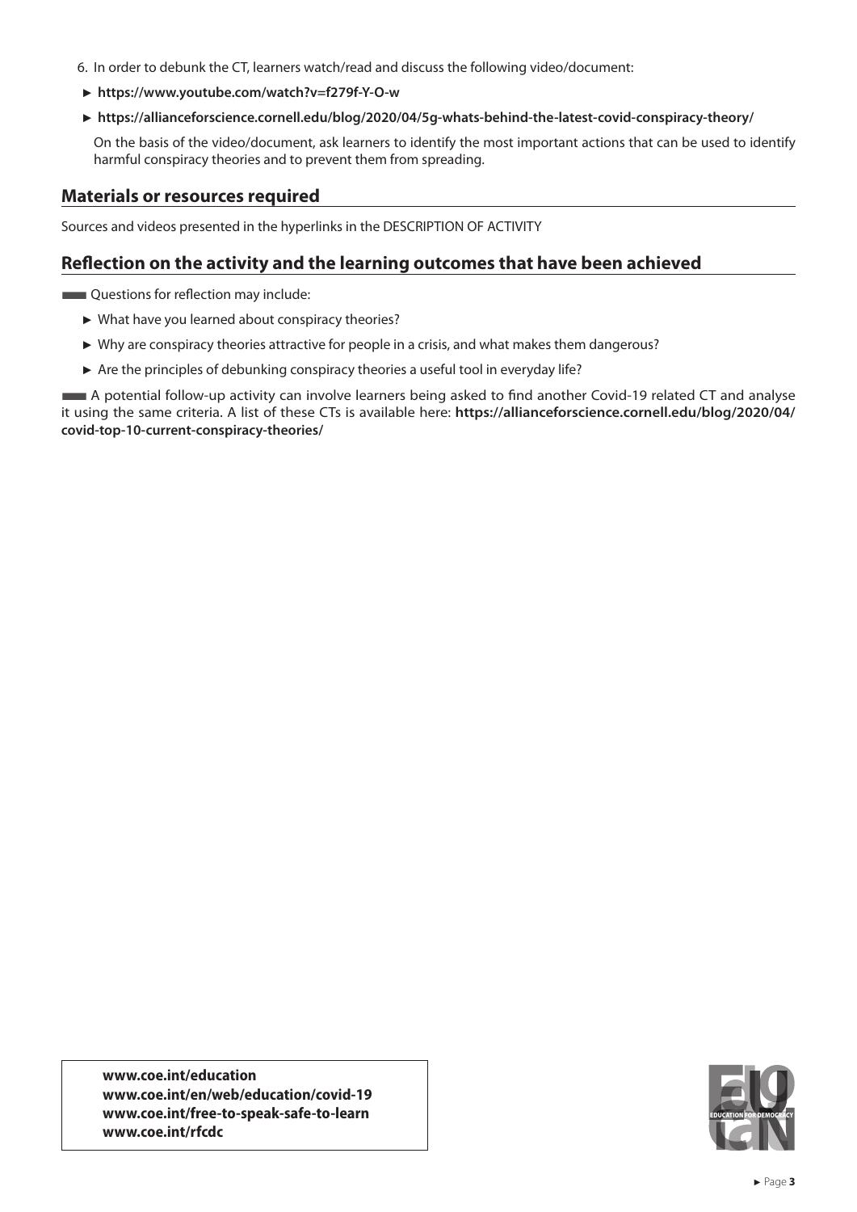6. In order to debunk the CT, learners watch/read and discuss the following video/document:

- **https://www.youtube.com/watch?v=f279f-Y-O-w**
- **https://allianceforscience.cornell.edu/blog/2020/04/5g-whats-behind-the-latest-covid-conspiracy-theory/**

On the basis of the video/document, ask learners to identify the most important actions that can be used to identify harmful conspiracy theories and to prevent them from spreading.

## Materials or resources required

Sources and videos presented in the hyperlinks in the DESCRIPTION OF ACTIVITY

## Reflection on the activity and the learning outcomes that have been achieved

Questions for reflection may include:

- What have you learned about conspiracy theories?
- Why are conspiracy theories attractive for people in a crisis, and what makes them dangerous?
- Are the principles of debunking conspiracy theories a useful tool in everyday life?

A potential follow-up activity can involve learners being asked to find another Covid-19 related CT and analyse it using the same criteria. A list of these CTs is available here: **https://allianceforscience.cornell.edu/blog/2020/04/covid-top-10-current-conspiracy-theories/**

**www.coe.int/education**
**www.coe.int/en/web/education/covid-19**
**www.coe.int/free-to-speak-safe-to-learn**
**www.coe.int/rfcdc**

EDUCATION FOR DEMOCRACY